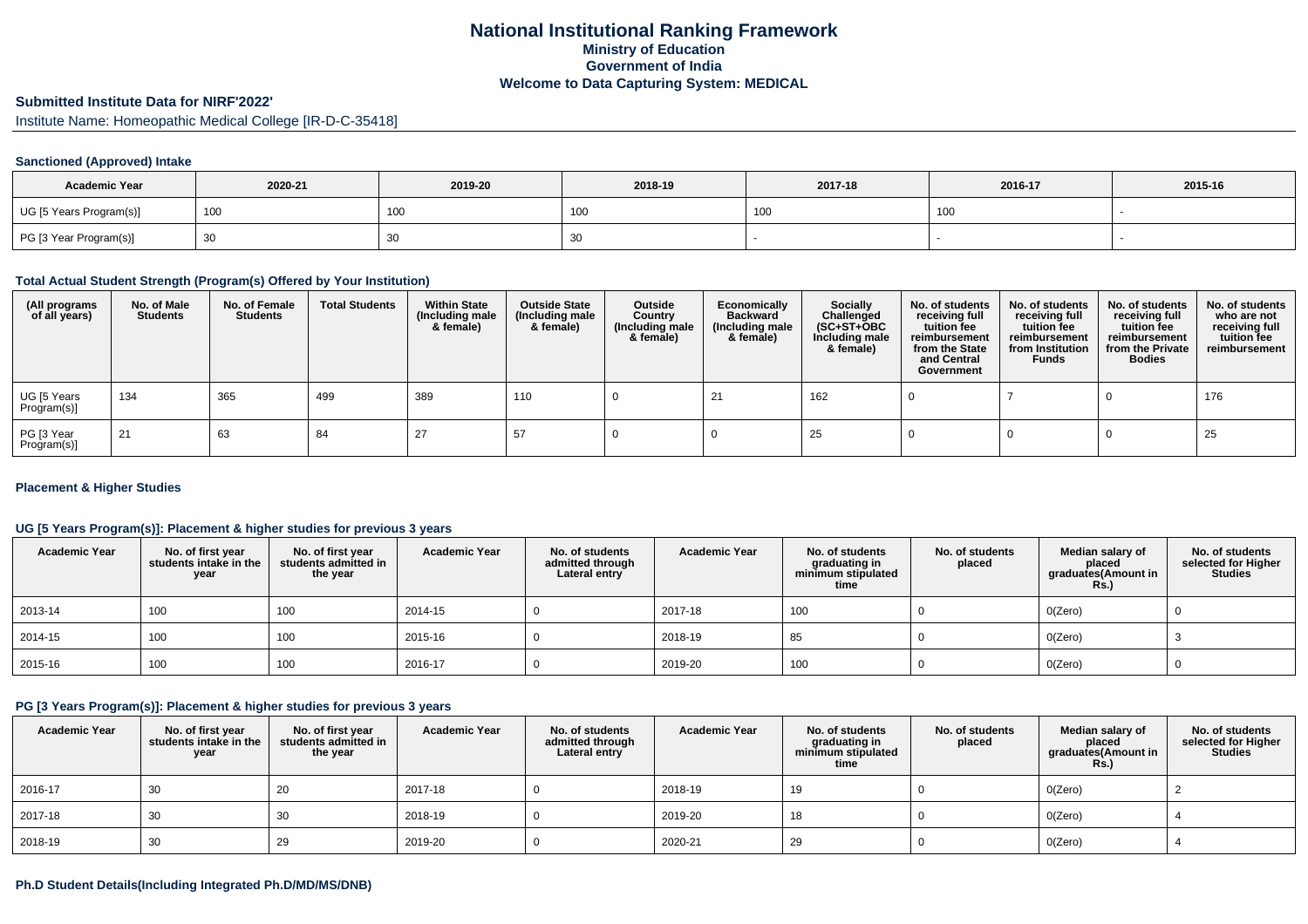# National Institutional Ranking Framework
## Ministry of Education
## Government of India
## Welcome to Data Capturing System: MEDICAL

**Submitted Institute Data for NIRF'2022'**

Institute Name: Homeopathic Medical College [IR-D-C-35418]

### Sanctioned (Approved) Intake

| Academic Year | 2020-21 | 2019-20 | 2018-19 | 2017-18 | 2016-17 | 2015-16 |
|---|---|---|---|---|---|---|
| UG [5 Years Program(s)] | 100 | 100 | 100 | 100 | 100 | - |
| PG [3 Year Program(s)] | 30 | 30 | 30 | - | - | - |

### Total Actual Student Strength (Program(s) Offered by Your Institution)

| (All programs of all years) | No. of Male Students | No. of Female Students | Total Students | Within State (Including male & female) | Outside State (Including male & female) | Outside Country (Including male & female) | Economically Backward (Including male & female) | Socially Challenged (SC+ST+OBC Including male & female) | No. of students receiving full tuition fee reimbursement from the State and Central Government | No. of students receiving full tuition fee reimbursement from Institution Funds | No. of students receiving full tuition fee reimbursement from the Private Bodies | No. of students who are not receiving full tuition fee reimbursement |
|---|---|---|---|---|---|---|---|---|---|---|---|---|
| UG [5 Years Program(s)] | 134 | 365 | 499 | 389 | 110 | 0 | 21 | 162 | 0 | 7 | 0 | 176 |
| PG [3 Year Program(s)] | 21 | 63 | 84 | 27 | 57 | 0 | 0 | 25 | 0 | 0 | 0 | 25 |

### Placement & Higher Studies

### UG [5 Years Program(s)]: Placement & higher studies for previous 3 years

| Academic Year | No. of first year students intake in the year | No. of first year students admitted in the year | Academic Year | No. of students admitted through Lateral entry | Academic Year | No. of students graduating in minimum stipulated time | No. of students placed | Median salary of placed graduates(Amount in Rs.) | No. of students selected for Higher Studies |
|---|---|---|---|---|---|---|---|---|---|
| 2013-14 | 100 | 100 | 2014-15 | 0 | 2017-18 | 100 | 0 | 0(Zero) | 0 |
| 2014-15 | 100 | 100 | 2015-16 | 0 | 2018-19 | 85 | 0 | 0(Zero) | 3 |
| 2015-16 | 100 | 100 | 2016-17 | 0 | 2019-20 | 100 | 0 | 0(Zero) | 0 |

### PG [3 Years Program(s)]: Placement & higher studies for previous 3 years

| Academic Year | No. of first year students intake in the year | No. of first year students admitted in the year | Academic Year | No. of students admitted through Lateral entry | Academic Year | No. of students graduating in minimum stipulated time | No. of students placed | Median salary of placed graduates(Amount in Rs.) | No. of students selected for Higher Studies |
|---|---|---|---|---|---|---|---|---|---|
| 2016-17 | 30 | 20 | 2017-18 | 0 | 2018-19 | 19 | 0 | 0(Zero) | 2 |
| 2017-18 | 30 | 30 | 2018-19 | 0 | 2019-20 | 18 | 0 | 0(Zero) | 4 |
| 2018-19 | 30 | 29 | 2019-20 | 0 | 2020-21 | 29 | 0 | 0(Zero) | 4 |

### Ph.D Student Details(Including Integrated Ph.D/MD/MS/DNB)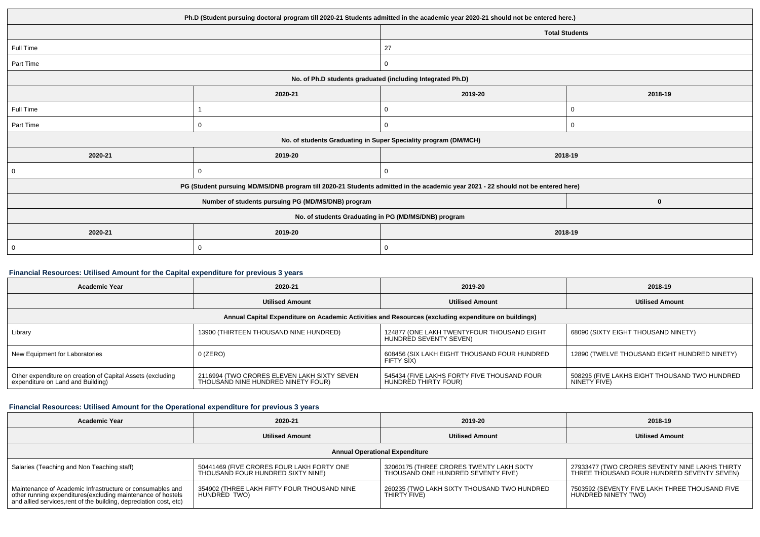| Ph.D (Student pursuing doctoral program till 2020-21 Students admitted in the academic year 2020-21 should not be entered here.) | | | |
|---|---|---|---|
| | | Total Students | |
| Full Time | | 27 | |
| Part Time | | 0 | |
| No. of Ph.D students graduated (including Integrated Ph.D) | | | |
| | 2020-21 | 2019-20 | 2018-19 |
| Full Time | 1 | 0 | 0 |
| Part Time | 0 | 0 | 0 |
| No. of students Graduating in Super Speciality program (DM/MCH) | | | |
| 2020-21 | 2019-20 | 2018-19 | |
| 0 | 0 | 0 | |
| PG (Student pursuing MD/MS/DNB program till 2020-21 Students admitted in the academic year 2021 - 22 should not be entered here) | | | |
| Number of students pursuing PG (MD/MS/DNB) program | | | 0 |
| No. of students Graduating in PG (MD/MS/DNB) program | | | |
| 2020-21 | 2019-20 | 2018-19 | |
| 0 | 0 | 0 | |

### Financial Resources: Utilised Amount for the Capital expenditure for previous 3 years

| Academic Year | 2020-21 | 2019-20 | 2018-19 |
|---|---|---|---|
| | Utilised Amount | Utilised Amount | Utilised Amount |
| Annual Capital Expenditure on Academic Activities and Resources (excluding expenditure on buildings) | | | |
| Library | 13900 (THIRTEEN THOUSAND NINE HUNDRED) | 124877 (ONE LAKH TWENTYFOUR THOUSAND EIGHT HUNDRED SEVENTY SEVEN) | 68090 (SIXTY EIGHT THOUSAND NINETY) |
| New Equipment for Laboratories | 0 (ZERO) | 608456 (SIX LAKH EIGHT THOUSAND FOUR HUNDRED FIFTY SIX) | 12890 (TWELVE THOUSAND EIGHT HUNDRED NINETY) |
| Other expenditure on creation of Capital Assets (excluding expenditure on Land and Building) | 2116994 (TWO CRORES ELEVEN LAKH SIXTY SEVEN THOUSAND NINE HUNDRED NINETY FOUR) | 545434 (FIVE LAKHS FORTY FIVE THOUSAND FOUR HUNDRED THIRTY FOUR) | 508295 (FIVE LAKHS EIGHT THOUSAND TWO HUNDRED NINETY FIVE) |

### Financial Resources: Utilised Amount for the Operational expenditure for previous 3 years

| Academic Year | 2020-21 | 2019-20 | 2018-19 |
|---|---|---|---|
| | Utilised Amount | Utilised Amount | Utilised Amount |
| Annual Operational Expenditure | | | |
| Salaries (Teaching and Non Teaching staff) | 50441469 (FIVE CRORES FOUR LAKH FORTY ONE THOUSAND FOUR HUNDRED SIXTY NINE) | 32060175 (THREE CRORES TWENTY LAKH SIXTY THOUSAND ONE HUNDRED SEVENTY FIVE) | 27933477 (TWO CRORES SEVENTY NINE LAKHS THIRTY THREE THOUSAND FOUR HUNDRED SEVENTY SEVEN) |
| Maintenance of Academic Infrastructure or consumables and other running expenditures(excluding maintenance of hostels and allied services,rent of the building, depreciation cost, etc) | 354902 (THREE LAKH FIFTY FOUR THOUSAND NINE HUNDRED TWO) | 260235 (TWO LAKH SIXTY THOUSAND TWO HUNDRED THIRTY FIVE) | 7503592 (SEVENTY FIVE LAKH THREE THOUSAND FIVE HUNDRED NINETY TWO) |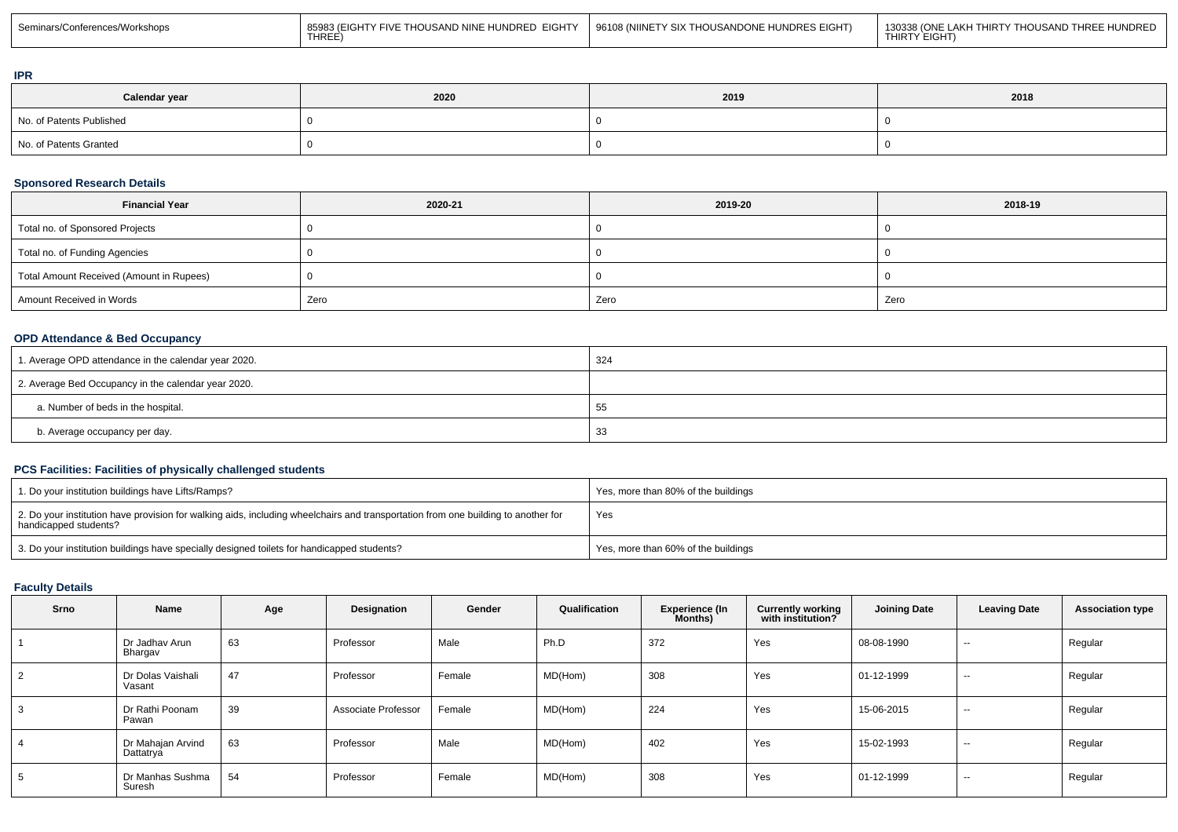| Seminars/Conferences/Workshops | 85983 (EIGHTY FIVE THOUSAND NINE HUNDRED EIGHTY THREE) | 96108 (NIINETY SIX THOUSANDONE HUNDRES EIGHT) | 130338 (ONE LAKH THIRTY THOUSAND THREE HUNDRED THIRTY EIGHT) |
|---|---|---|---|

### IPR

| Calendar year | 2020 | 2019 | 2018 |
|---|---|---|---|
| No. of Patents Published | 0 | 0 | 0 |
| No. of Patents Granted | 0 | 0 | 0 |

### Sponsored Research Details

| Financial Year | 2020-21 | 2019-20 | 2018-19 |
|---|---|---|---|
| Total no. of Sponsored Projects | 0 | 0 | 0 |
| Total no. of Funding Agencies | 0 | 0 | 0 |
| Total Amount Received (Amount in Rupees) | 0 | 0 | 0 |
| Amount Received in Words | Zero | Zero | Zero |

### OPD Attendance & Bed Occupancy

| | |
|---|---|
| 1. Average OPD attendance in the calendar year 2020. | 324 |
| 2. Average Bed Occupancy in the calendar year 2020. | |
| a. Number of beds in the hospital. | 55 |
| b. Average occupancy per day. | 33 |

### PCS Facilities: Facilities of physically challenged students

| | |
|---|---|
| 1. Do your institution buildings have Lifts/Ramps? | Yes, more than 80% of the buildings |
| 2. Do your institution have provision for walking aids, including wheelchairs and transportation from one building to another for handicapped students? | Yes |
| 3. Do your institution buildings have specially designed toilets for handicapped students? | Yes, more than 60% of the buildings |

### Faculty Details

| Srno | Name | Age | Designation | Gender | Qualification | Experience (In Months) | Currently working with institution? | Joining Date | Leaving Date | Association type |
|---|---|---|---|---|---|---|---|---|---|---|
| 1 | Dr Jadhav Arun Bhargav | 63 | Professor | Male | Ph.D | 372 | Yes | 08-08-1990 | -- | Regular |
| 2 | Dr Dolas Vaishali Vasant | 47 | Professor | Female | MD(Hom) | 308 | Yes | 01-12-1999 | -- | Regular |
| 3 | Dr Rathi Poonam Pawan | 39 | Associate Professor | Female | MD(Hom) | 224 | Yes | 15-06-2015 | -- | Regular |
| 4 | Dr Mahajan Arvind Dattatrya | 63 | Professor | Male | MD(Hom) | 402 | Yes | 15-02-1993 | -- | Regular |
| 5 | Dr Manhas Sushma Suresh | 54 | Professor | Female | MD(Hom) | 308 | Yes | 01-12-1999 | -- | Regular |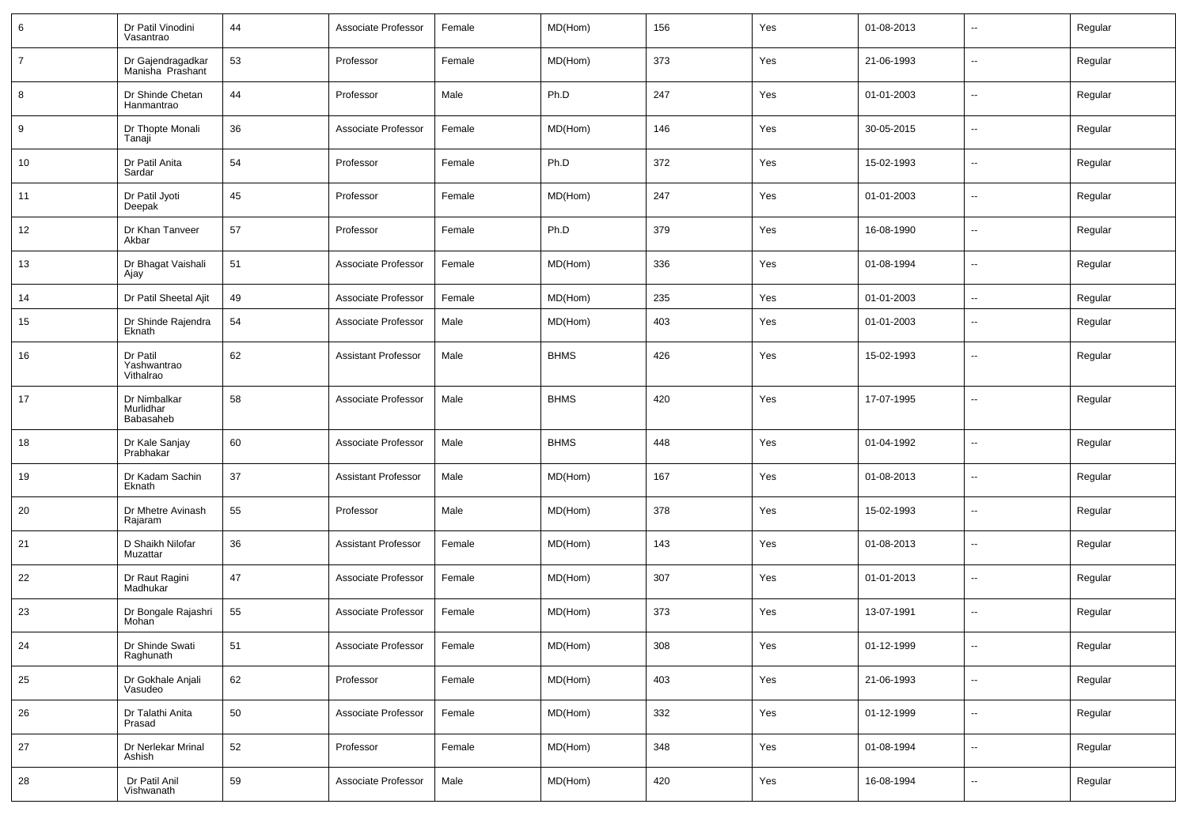| | | | | | | | | | | |
|---|---|---|---|---|---|---|---|---|---|---|
| 6 | Dr Patil Vinodini Vasantrao | 44 | Associate Professor | Female | MD(Hom) | 156 | Yes | 01-08-2013 | -- | Regular |
| 7 | Dr Gajendragadkar Manisha Prashant | 53 | Professor | Female | MD(Hom) | 373 | Yes | 21-06-1993 | -- | Regular |
| 8 | Dr Shinde Chetan Hanmantrao | 44 | Professor | Male | Ph.D | 247 | Yes | 01-01-2003 | -- | Regular |
| 9 | Dr Thopte Monali Tanaji | 36 | Associate Professor | Female | MD(Hom) | 146 | Yes | 30-05-2015 | -- | Regular |
| 10 | Dr Patil Anita Sardar | 54 | Professor | Female | Ph.D | 372 | Yes | 15-02-1993 | -- | Regular |
| 11 | Dr Patil Jyoti Deepak | 45 | Professor | Female | MD(Hom) | 247 | Yes | 01-01-2003 | -- | Regular |
| 12 | Dr Khan Tanveer Akbar | 57 | Professor | Female | Ph.D | 379 | Yes | 16-08-1990 | -- | Regular |
| 13 | Dr Bhagat Vaishali Ajay | 51 | Associate Professor | Female | MD(Hom) | 336 | Yes | 01-08-1994 | -- | Regular |
| 14 | Dr Patil Sheetal Ajit | 49 | Associate Professor | Female | MD(Hom) | 235 | Yes | 01-01-2003 | -- | Regular |
| 15 | Dr Shinde Rajendra Eknath | 54 | Associate Professor | Male | MD(Hom) | 403 | Yes | 01-01-2003 | -- | Regular |
| 16 | Dr Patil Yashwantrao Vithalrao | 62 | Assistant Professor | Male | BHMS | 426 | Yes | 15-02-1993 | -- | Regular |
| 17 | Dr Nimbalkar Murlidhar Babasaheb | 58 | Associate Professor | Male | BHMS | 420 | Yes | 17-07-1995 | -- | Regular |
| 18 | Dr Kale Sanjay Prabhakar | 60 | Associate Professor | Male | BHMS | 448 | Yes | 01-04-1992 | -- | Regular |
| 19 | Dr Kadam Sachin Eknath | 37 | Assistant Professor | Male | MD(Hom) | 167 | Yes | 01-08-2013 | -- | Regular |
| 20 | Dr Mhetre Avinash Rajaram | 55 | Professor | Male | MD(Hom) | 378 | Yes | 15-02-1993 | -- | Regular |
| 21 | D Shaikh Nilofar Muzattar | 36 | Assistant Professor | Female | MD(Hom) | 143 | Yes | 01-08-2013 | -- | Regular |
| 22 | Dr Raut Ragini Madhukar | 47 | Associate Professor | Female | MD(Hom) | 307 | Yes | 01-01-2013 | -- | Regular |
| 23 | Dr Bongale Rajashri Mohan | 55 | Associate Professor | Female | MD(Hom) | 373 | Yes | 13-07-1991 | -- | Regular |
| 24 | Dr Shinde Swati Raghunath | 51 | Associate Professor | Female | MD(Hom) | 308 | Yes | 01-12-1999 | -- | Regular |
| 25 | Dr Gokhale Anjali Vasudeo | 62 | Professor | Female | MD(Hom) | 403 | Yes | 21-06-1993 | -- | Regular |
| 26 | Dr Talathi Anita Prasad | 50 | Associate Professor | Female | MD(Hom) | 332 | Yes | 01-12-1999 | -- | Regular |
| 27 | Dr Nerlekar Mrinal Ashish | 52 | Professor | Female | MD(Hom) | 348 | Yes | 01-08-1994 | -- | Regular |
| 28 | Dr Patil Anil Vishwanath | 59 | Associate Professor | Male | MD(Hom) | 420 | Yes | 16-08-1994 | -- | Regular |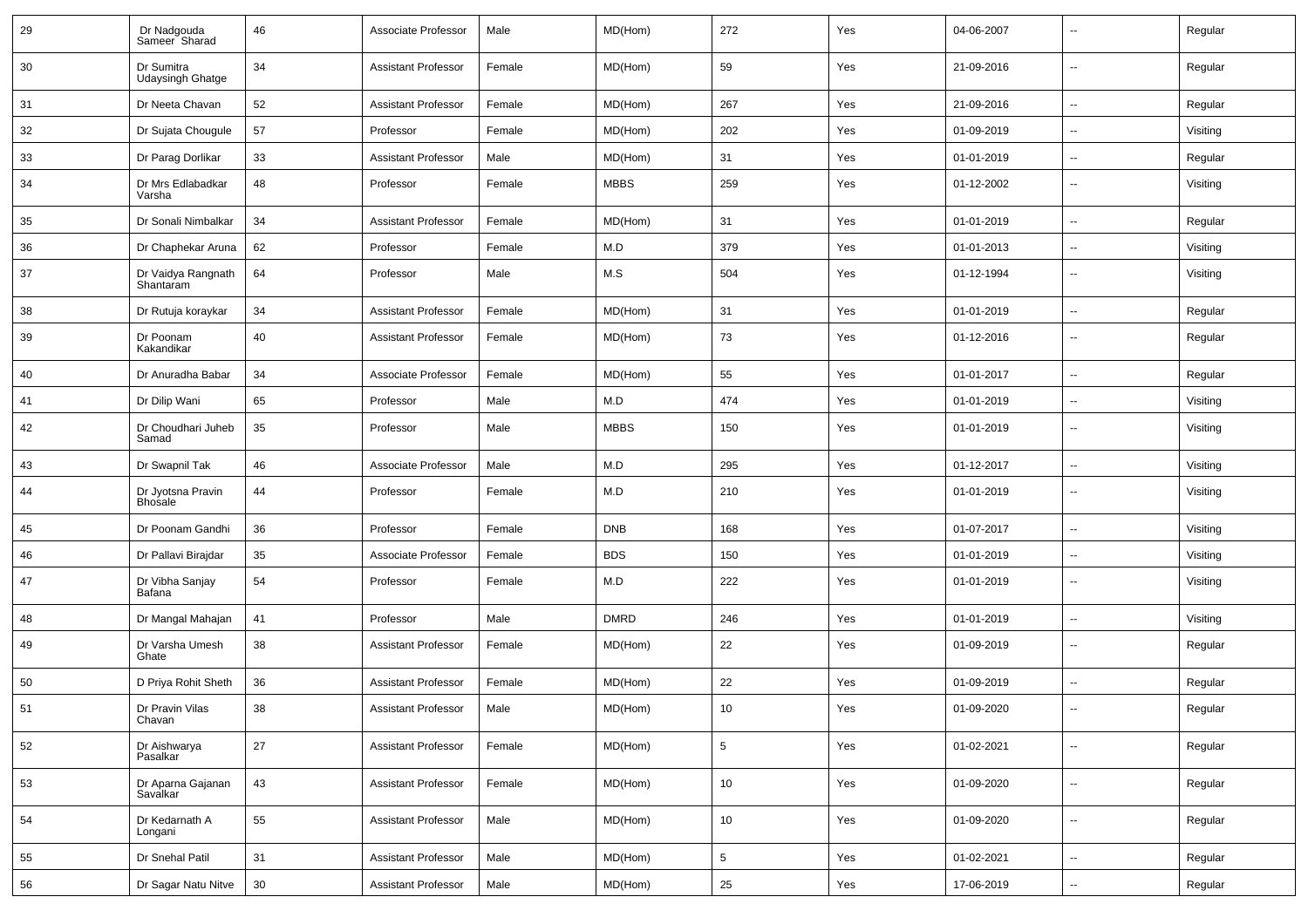| 29 | Dr Nadgouda Sameer Sharad | 46 | Associate Professor | Male | MD(Hom) | 272 | Yes | 04-06-2007 | -- | Regular |
|---|---|---|---|---|---|---|---|---|---|---|
| 30 | Dr Sumitra Udaysingh Ghatge | 34 | Assistant Professor | Female | MD(Hom) | 59 | Yes | 21-09-2016 | -- | Regular |
| 31 | Dr Neeta Chavan | 52 | Assistant Professor | Female | MD(Hom) | 267 | Yes | 21-09-2016 | -- | Regular |
| 32 | Dr Sujata Chougule | 57 | Professor | Female | MD(Hom) | 202 | Yes | 01-09-2019 | -- | Visiting |
| 33 | Dr Parag Dorlikar | 33 | Assistant Professor | Male | MD(Hom) | 31 | Yes | 01-01-2019 | -- | Regular |
| 34 | Dr Mrs Edlabadkar Varsha | 48 | Professor | Female | MBBS | 259 | Yes | 01-12-2002 | -- | Visiting |
| 35 | Dr Sonali Nimbalkar | 34 | Assistant Professor | Female | MD(Hom) | 31 | Yes | 01-01-2019 | -- | Regular |
| 36 | Dr Chaphekar Aruna | 62 | Professor | Female | M.D | 379 | Yes | 01-01-2013 | -- | Visiting |
| 37 | Dr Vaidya Rangnath Shantaram | 64 | Professor | Male | M.S | 504 | Yes | 01-12-1994 | -- | Visiting |
| 38 | Dr Rutuja koraykar | 34 | Assistant Professor | Female | MD(Hom) | 31 | Yes | 01-01-2019 | -- | Regular |
| 39 | Dr Poonam Kakandikar | 40 | Assistant Professor | Female | MD(Hom) | 73 | Yes | 01-12-2016 | -- | Regular |
| 40 | Dr Anuradha Babar | 34 | Associate Professor | Female | MD(Hom) | 55 | Yes | 01-01-2017 | -- | Regular |
| 41 | Dr Dilip Wani | 65 | Professor | Male | M.D | 474 | Yes | 01-01-2019 | -- | Visiting |
| 42 | Dr Choudhari Juheb Samad | 35 | Professor | Male | MBBS | 150 | Yes | 01-01-2019 | -- | Visiting |
| 43 | Dr Swapnil Tak | 46 | Associate Professor | Male | M.D | 295 | Yes | 01-12-2017 | -- | Visiting |
| 44 | Dr Jyotsna Pravin Bhosale | 44 | Professor | Female | M.D | 210 | Yes | 01-01-2019 | -- | Visiting |
| 45 | Dr Poonam Gandhi | 36 | Professor | Female | DNB | 168 | Yes | 01-07-2017 | -- | Visiting |
| 46 | Dr Pallavi Birajdar | 35 | Associate Professor | Female | BDS | 150 | Yes | 01-01-2019 | -- | Visiting |
| 47 | Dr Vibha Sanjay Bafana | 54 | Professor | Female | M.D | 222 | Yes | 01-01-2019 | -- | Visiting |
| 48 | Dr Mangal Mahajan | 41 | Professor | Male | DMRD | 246 | Yes | 01-01-2019 | -- | Visiting |
| 49 | Dr Varsha Umesh Ghate | 38 | Assistant Professor | Female | MD(Hom) | 22 | Yes | 01-09-2019 | -- | Regular |
| 50 | D Priya Rohit Sheth | 36 | Assistant Professor | Female | MD(Hom) | 22 | Yes | 01-09-2019 | -- | Regular |
| 51 | Dr Pravin Vilas Chavan | 38 | Assistant Professor | Male | MD(Hom) | 10 | Yes | 01-09-2020 | -- | Regular |
| 52 | Dr Aishwarya Pasalkar | 27 | Assistant Professor | Female | MD(Hom) | 5 | Yes | 01-02-2021 | -- | Regular |
| 53 | Dr Aparna Gajanan Savalkar | 43 | Assistant Professor | Female | MD(Hom) | 10 | Yes | 01-09-2020 | -- | Regular |
| 54 | Dr Kedarnath A Longani | 55 | Assistant Professor | Male | MD(Hom) | 10 | Yes | 01-09-2020 | -- | Regular |
| 55 | Dr Snehal Patil | 31 | Assistant Professor | Male | MD(Hom) | 5 | Yes | 01-02-2021 | -- | Regular |
| 56 | Dr Sagar Natu Nitve | 30 | Assistant Professor | Male | MD(Hom) | 25 | Yes | 17-06-2019 | -- | Regular |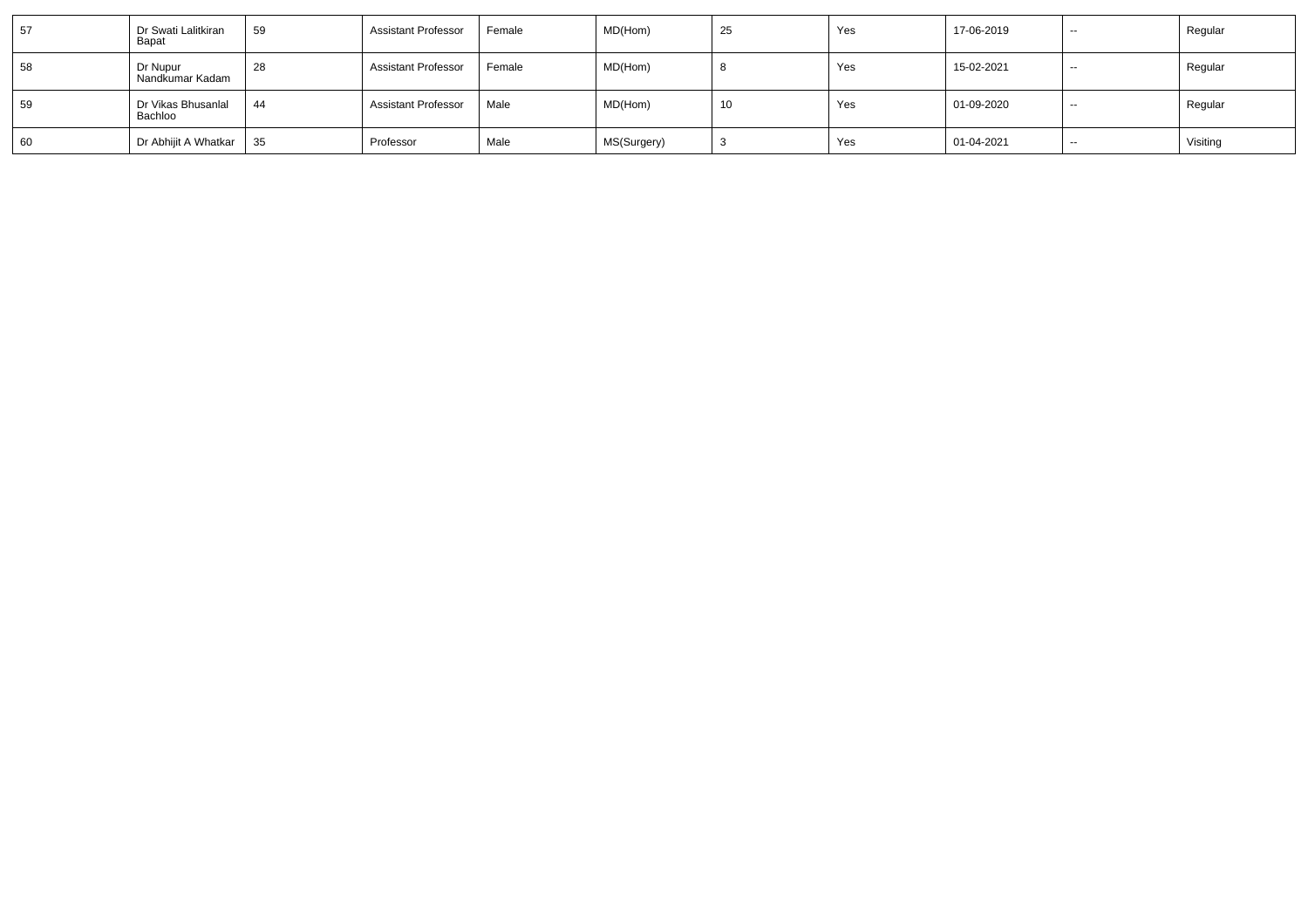| | | | | | | | | | | |
|---|---|---|---|---|---|---|---|---|---|---|
| 57 | Dr Swati Lalitkiran Bapat | 59 | Assistant Professor | Female | MD(Hom) | 25 | Yes | 17-06-2019 | -- | Regular |
| 58 | Dr Nupur Nandkumar Kadam | 28 | Assistant Professor | Female | MD(Hom) | 8 | Yes | 15-02-2021 | -- | Regular |
| 59 | Dr Vikas Bhusanlal Bachloo | 44 | Assistant Professor | Male | MD(Hom) | 10 | Yes | 01-09-2020 | -- | Regular |
| 60 | Dr Abhijit A Whatkar | 35 | Professor | Male | MS(Surgery) | 3 | Yes | 01-04-2021 | -- | Visiting |